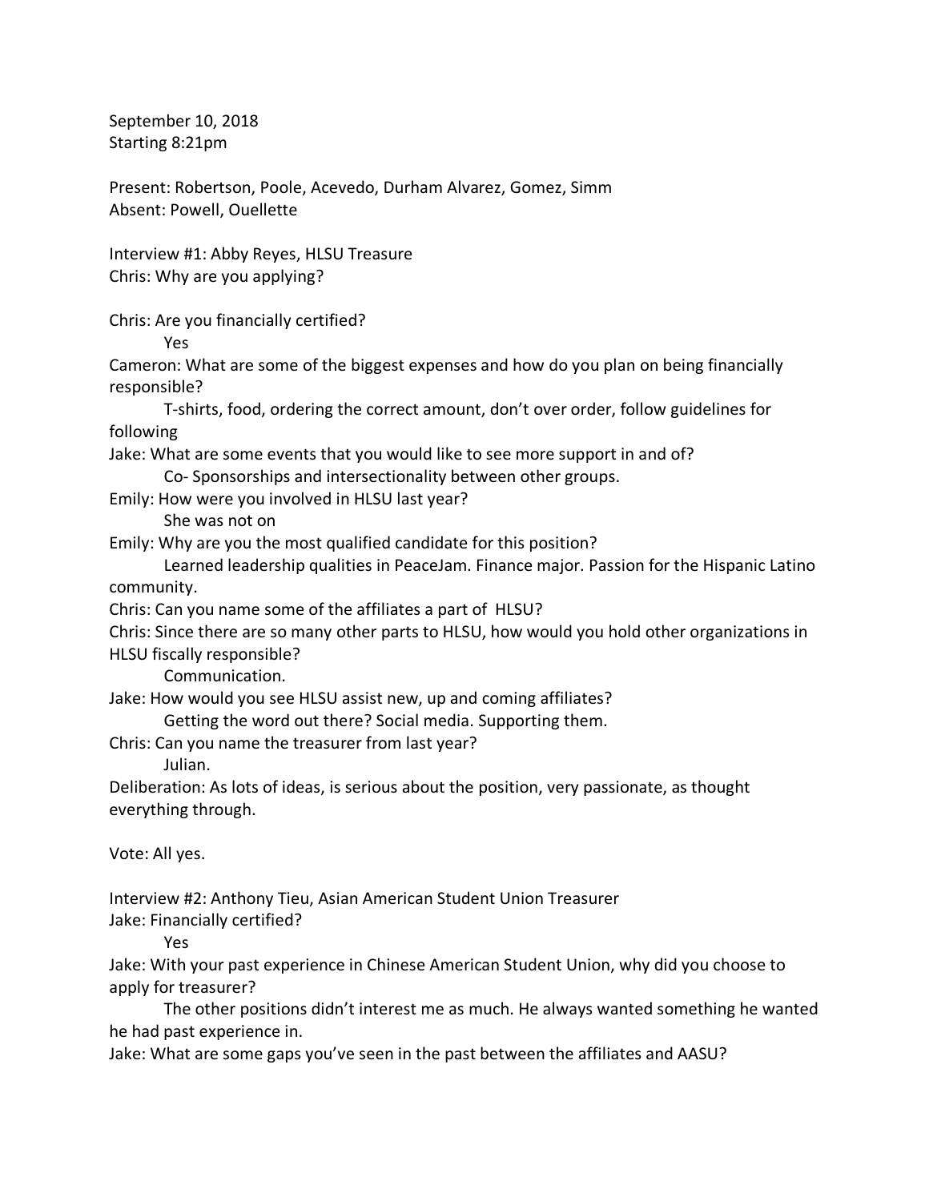September 10, 2018
Starting 8:21pm

Present: Robertson, Poole, Acevedo, Durham Alvarez, Gomez, Simm
Absent: Powell, Ouellette

Interview #1: Abby Reyes, HLSU Treasure
Chris: Why are you applying?

Chris: Are you financially certified?

Yes

Cameron: What are some of the biggest expenses and how do you plan on being financially responsible?

T-shirts, food, ordering the correct amount, don't over order, follow guidelines for following

Jake: What are some events that you would like to see more support in and of?

Co- Sponsorships and intersectionality between other groups.

Emily: How were you involved in HLSU last year?

She was not on

Emily: Why are you the most qualified candidate for this position?

Learned leadership qualities in PeaceJam. Finance major. Passion for the Hispanic Latino community.

Chris: Can you name some of the affiliates a part of HLSU?
Chris: Since there are so many other parts to HLSU, how would you hold other organizations in HLSU fiscally responsible?

Communication.

Jake: How would you see HLSU assist new, up and coming affiliates?

Getting the word out there? Social media. Supporting them.

Chris: Can you name the treasurer from last year?

Julian.

Deliberation: As lots of ideas, is serious about the position, very passionate, as thought everything through.

Vote: All yes.

Interview #2: Anthony Tieu, Asian American Student Union Treasurer
Jake: Financially certified?

Yes

Jake: With your past experience in Chinese American Student Union, why did you choose to apply for treasurer?

The other positions didn't interest me as much. He always wanted something he wanted he had past experience in.

Jake: What are some gaps you've seen in the past between the affiliates and AASU?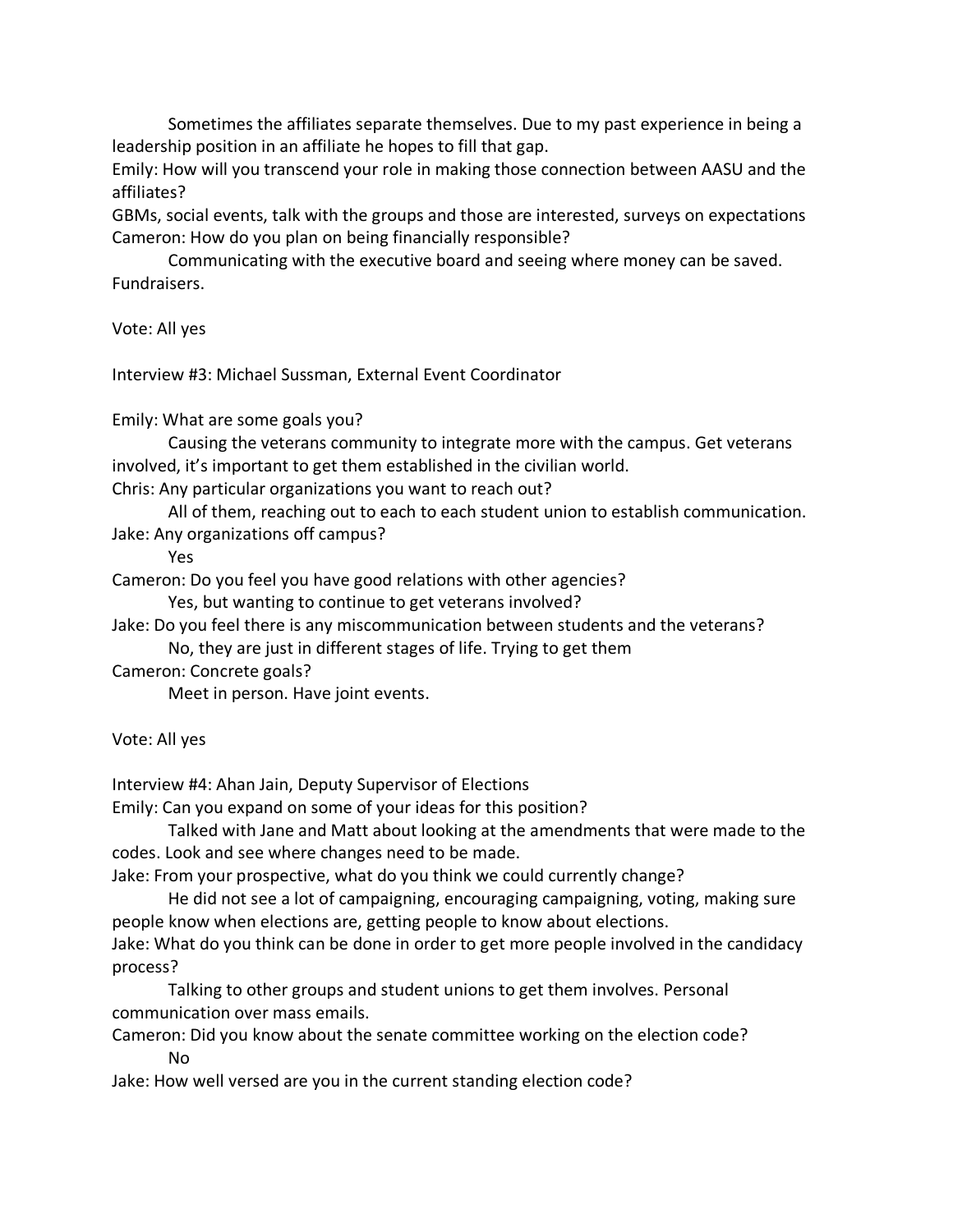Sometimes the affiliates separate themselves. Due to my past experience in being a leadership position in an affiliate he hopes to fill that gap.

Emily: How will you transcend your role in making those connection between AASU and the affiliates?

GBMs, social events, talk with the groups and those are interested, surveys on expectations

Cameron: How do you plan on being financially responsible?

Communicating with the executive board and seeing where money can be saved. Fundraisers.

Vote: All yes

Interview #3: Michael Sussman, External Event Coordinator

Emily: What are some goals you?

Causing the veterans community to integrate more with the campus. Get veterans involved, it's important to get them established in the civilian world.

Chris: Any particular organizations you want to reach out?

All of them, reaching out to each to each student union to establish communication.

Jake: Any organizations off campus?

Yes

Cameron: Do you feel you have good relations with other agencies?

Yes, but wanting to continue to get veterans involved?

Jake: Do you feel there is any miscommunication between students and the veterans?

No, they are just in different stages of life. Trying to get them

Cameron: Concrete goals?

Meet in person. Have joint events.

Vote: All yes

Interview #4: Ahan Jain, Deputy Supervisor of Elections

Emily: Can you expand on some of your ideas for this position?

Talked with Jane and Matt about looking at the amendments that were made to the codes. Look and see where changes need to be made.

Jake: From your prospective, what do you think we could currently change?

He did not see a lot of campaigning, encouraging campaigning, voting, making sure people know when elections are, getting people to know about elections.

Jake: What do you think can be done in order to get more people involved in the candidacy process?

Talking to other groups and student unions to get them involves. Personal communication over mass emails.

Cameron: Did you know about the senate committee working on the election code?

No

Jake: How well versed are you in the current standing election code?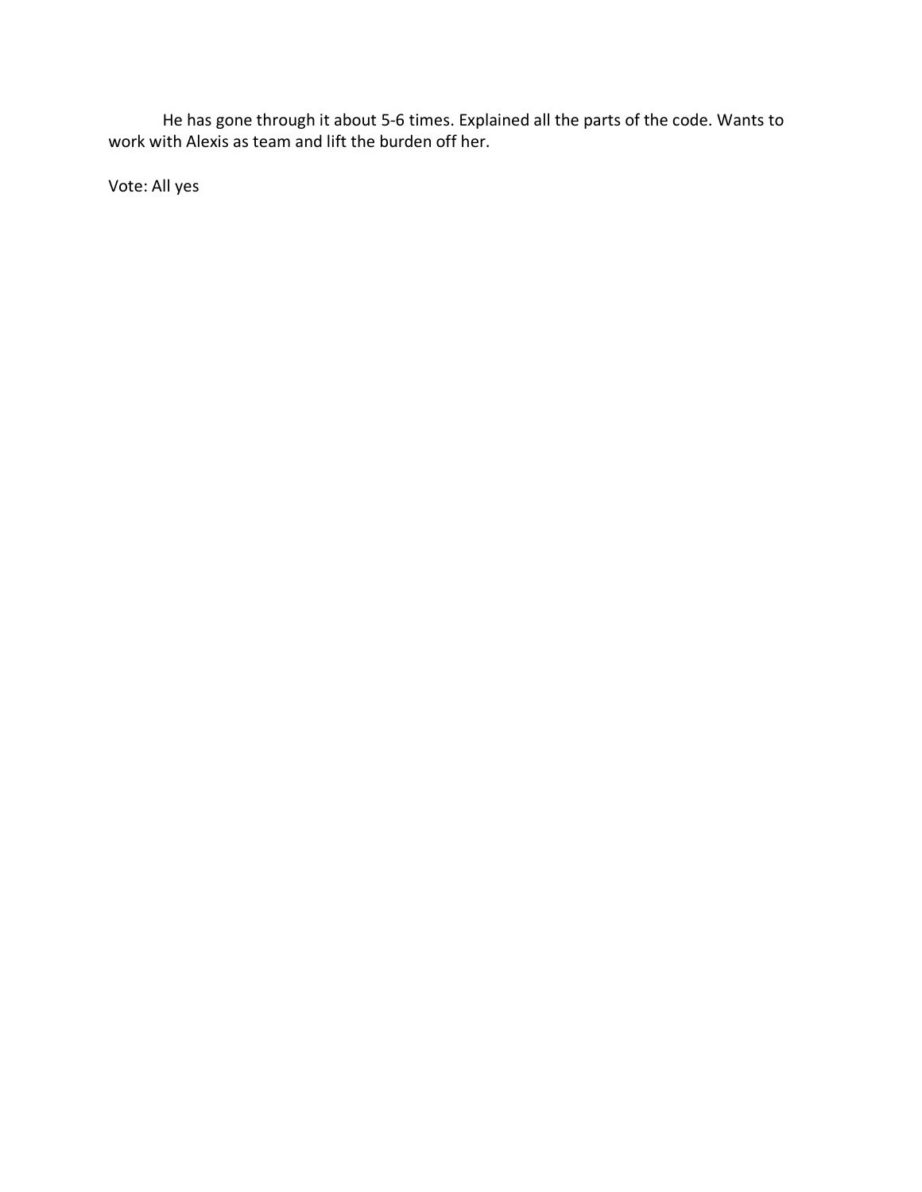He has gone through it about 5-6 times. Explained all the parts of the code. Wants to work with Alexis as team and lift the burden off her.

Vote: All yes